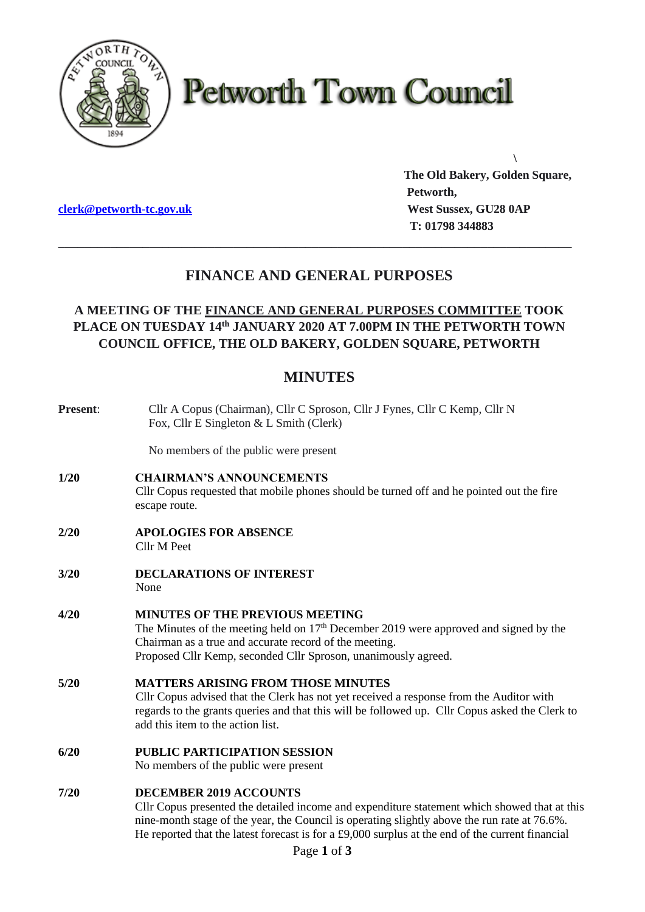# Petworth Town Council

\

**The Old Bakery, Golden Square,**
**Petworth,**
**West Sussex, GU28 0AP**
**T: 01798 344883**

[clerk@petworth-tc.gov.uk](mailto:clerk@petworth-tc.gov.uk)

---

## FINANCE AND GENERAL PURPOSES

### A MEETING OF THE FINANCE AND GENERAL PURPOSES COMMITTEE TOOK PLACE ON TUESDAY 14th JANUARY 2020 AT 7.00PM IN THE PETWORTH TOWN COUNCIL OFFICE, THE OLD BAKERY, GOLDEN SQUARE, PETWORTH

## MINUTES

**Present**: Cllr A Copus (Chairman), Cllr C Sproson, Cllr J Fynes, Cllr C Kemp, Cllr N Fox, Cllr E Singleton & L Smith (Clerk)

No members of the public were present

**1/20 CHAIRMAN'S ANNOUNCEMENTS**
Cllr Copus requested that mobile phones should be turned off and he pointed out the fire escape route.

**2/20 APOLOGIES FOR ABSENCE**
Cllr M Peet

**3/20 DECLARATIONS OF INTEREST**
None

**4/20 MINUTES OF THE PREVIOUS MEETING**
The Minutes of the meeting held on 17th December 2019 were approved and signed by the Chairman as a true and accurate record of the meeting.
Proposed Cllr Kemp, seconded Cllr Sproson, unanimously agreed.

**5/20 MATTERS ARISING FROM THOSE MINUTES**
Cllr Copus advised that the Clerk has not yet received a response from the Auditor with regards to the grants queries and that this will be followed up. Cllr Copus asked the Clerk to add this item to the action list.

**6/20 PUBLIC PARTICIPATION SESSION**
No members of the public were present

**7/20 DECEMBER 2019 ACCOUNTS**
Cllr Copus presented the detailed income and expenditure statement which showed that at this nine-month stage of the year, the Council is operating slightly above the run rate at 76.6%. He reported that the latest forecast is for a £9,000 surplus at the end of the current financial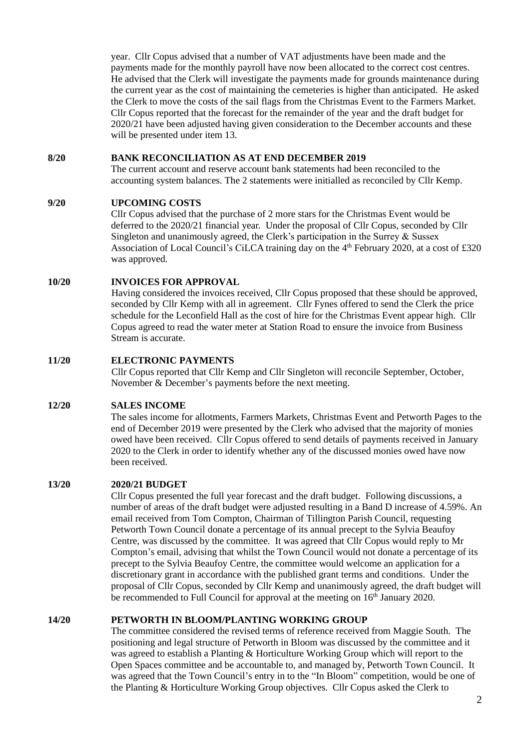year. Cllr Copus advised that a number of VAT adjustments have been made and the payments made for the monthly payroll have now been allocated to the correct cost centres. He advised that the Clerk will investigate the payments made for grounds maintenance during the current year as the cost of maintaining the cemeteries is higher than anticipated. He asked the Clerk to move the costs of the sail flags from the Christmas Event to the Farmers Market. Cllr Copus reported that the forecast for the remainder of the year and the draft budget for 2020/21 have been adjusted having given consideration to the December accounts and these will be presented under item 13.

**8/20 BANK RECONCILIATION AS AT END DECEMBER 2019**

The current account and reserve account bank statements had been reconciled to the accounting system balances. The 2 statements were initialled as reconciled by Cllr Kemp.

**9/20 UPCOMING COSTS**

Cllr Copus advised that the purchase of 2 more stars for the Christmas Event would be deferred to the 2020/21 financial year. Under the proposal of Cllr Copus, seconded by Cllr Singleton and unanimously agreed, the Clerk's participation in the Surrey & Sussex Association of Local Council's CiLCA training day on the 4th February 2020, at a cost of £320 was approved.

**10/20 INVOICES FOR APPROVAL**

Having considered the invoices received, Cllr Copus proposed that these should be approved, seconded by Cllr Kemp with all in agreement. Cllr Fynes offered to send the Clerk the price schedule for the Leconfield Hall as the cost of hire for the Christmas Event appear high. Cllr Copus agreed to read the water meter at Station Road to ensure the invoice from Business Stream is accurate.

**11/20 ELECTRONIC PAYMENTS**

Cllr Copus reported that Cllr Kemp and Cllr Singleton will reconcile September, October, November & December's payments before the next meeting.

**12/20 SALES INCOME**

The sales income for allotments, Farmers Markets, Christmas Event and Petworth Pages to the end of December 2019 were presented by the Clerk who advised that the majority of monies owed have been received. Cllr Copus offered to send details of payments received in January 2020 to the Clerk in order to identify whether any of the discussed monies owed have now been received.

**13/20 2020/21 BUDGET**

Cllr Copus presented the full year forecast and the draft budget. Following discussions, a number of areas of the draft budget were adjusted resulting in a Band D increase of 4.59%. An email received from Tom Compton, Chairman of Tillington Parish Council, requesting Petworth Town Council donate a percentage of its annual precept to the Sylvia Beaufoy Centre, was discussed by the committee. It was agreed that Cllr Copus would reply to Mr Compton's email, advising that whilst the Town Council would not donate a percentage of its precept to the Sylvia Beaufoy Centre, the committee would welcome an application for a discretionary grant in accordance with the published grant terms and conditions. Under the proposal of Cllr Copus, seconded by Cllr Kemp and unanimously agreed, the draft budget will be recommended to Full Council for approval at the meeting on 16th January 2020.

**14/20 PETWORTH IN BLOOM/PLANTING WORKING GROUP**

The committee considered the revised terms of reference received from Maggie South. The positioning and legal structure of Petworth in Bloom was discussed by the committee and it was agreed to establish a Planting & Horticulture Working Group which will report to the Open Spaces committee and be accountable to, and managed by, Petworth Town Council. It was agreed that the Town Council's entry in to the "In Bloom" competition, would be one of the Planting & Horticulture Working Group objectives. Cllr Copus asked the Clerk to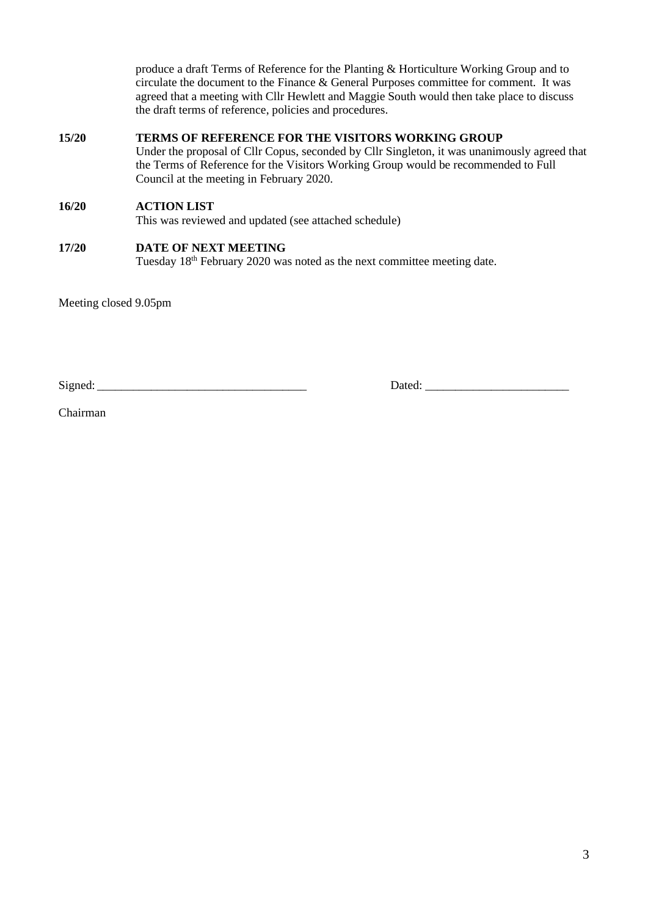produce a draft Terms of Reference for the Planting & Horticulture Working Group and to circulate the document to the Finance & General Purposes committee for comment. It was agreed that a meeting with Cllr Hewlett and Maggie South would then take place to discuss the draft terms of reference, policies and procedures.

**15/20 TERMS OF REFERENCE FOR THE VISITORS WORKING GROUP**

Under the proposal of Cllr Copus, seconded by Cllr Singleton, it was unanimously agreed that the Terms of Reference for the Visitors Working Group would be recommended to Full Council at the meeting in February 2020.

**16/20 ACTION LIST**

This was reviewed and updated (see attached schedule)

**17/20 DATE OF NEXT MEETING**

Tuesday 18th February 2020 was noted as the next committee meeting date.

Meeting closed 9.05pm

Signed: ___________________________________ Dated: ________________________

Chairman